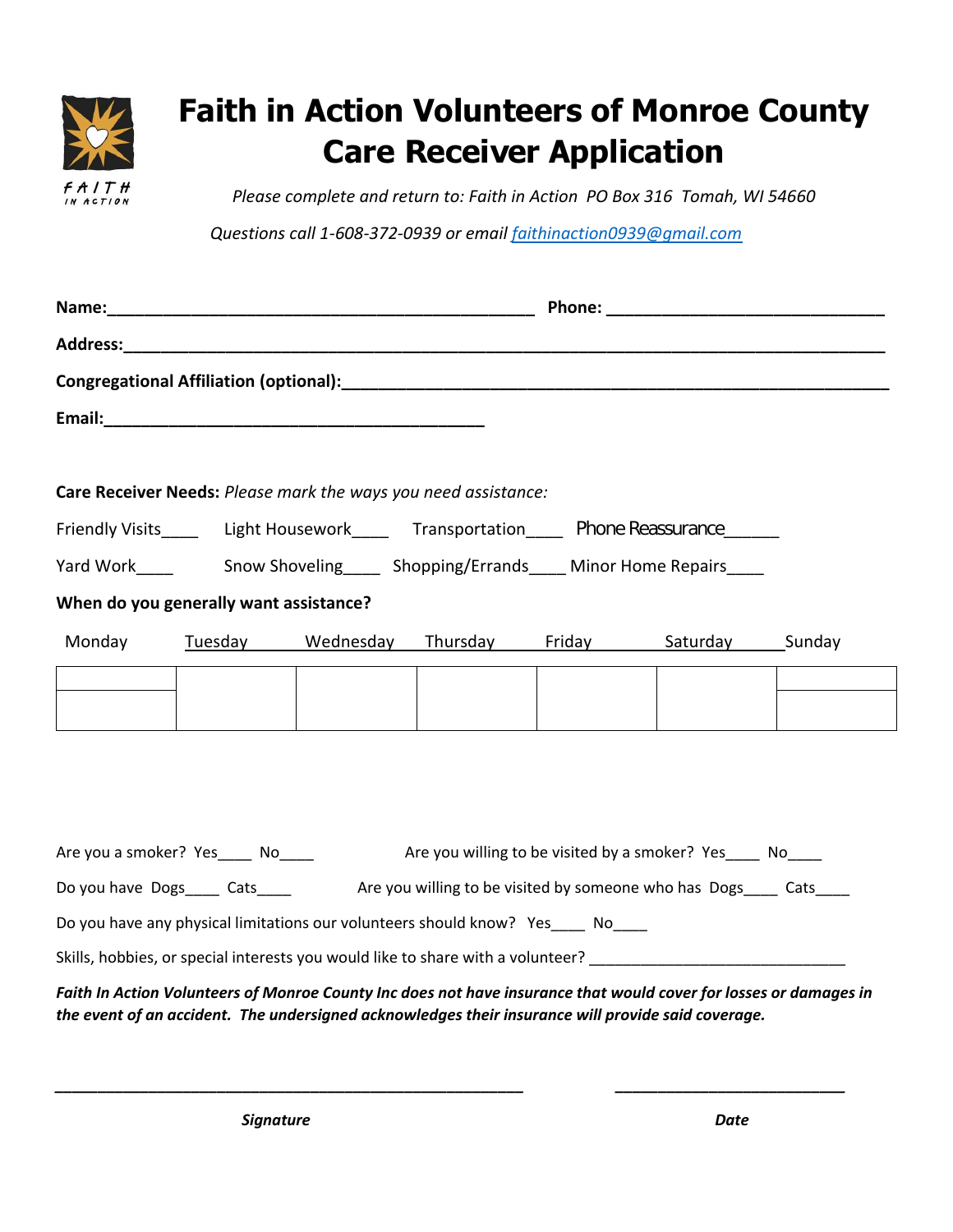# Faith in Action Volunteers of Monroe County Care Receiver Application

*Please complete and return to: Faith in Action PO Box 316 Tomah, WI 54660*

*Questions call 1-608-372-0939 or email faithinaction0939@gmail.com*

**Name:**_______________________________________________ **Phone:** ______________________________

**Address:**_____________________________________________________________________________________

**Congregational Affiliation (optional):**_____________________________________________________________

**Email:**__________________________________________

**Care Receiver Needs:** *Please mark the ways you need assistance:*

Friendly Visits____ Light Housework____ Transportation____ Phone Reassurance______

Yard Work____ Snow Shoveling____ Shopping/Errands____ Minor Home Repairs____

**When do you generally want assistance?**

| Monday | Tuesday | Wednesday | Thursday | Friday | Saturday | Sunday |
|---|---|---|---|---|---|---|
| | | | | | | |

Are you a smoker? Yes____ No____ Are you willing to be visited by a smoker? Yes____ No____

Do you have Dogs____ Cats____ Are you willing to be visited by someone who has Dogs____ Cats____

Do you have any physical limitations our volunteers should know? Yes____ No____

Skills, hobbies, or special interests you would like to share with a volunteer? ______________________________

***Faith In Action Volunteers of Monroe County Inc does not have insurance that would cover for losses or damages in the event of an accident. The undersigned acknowledges their insurance will provide said coverage.***

_____________________________________________________ __________________________

*Signature* *Date*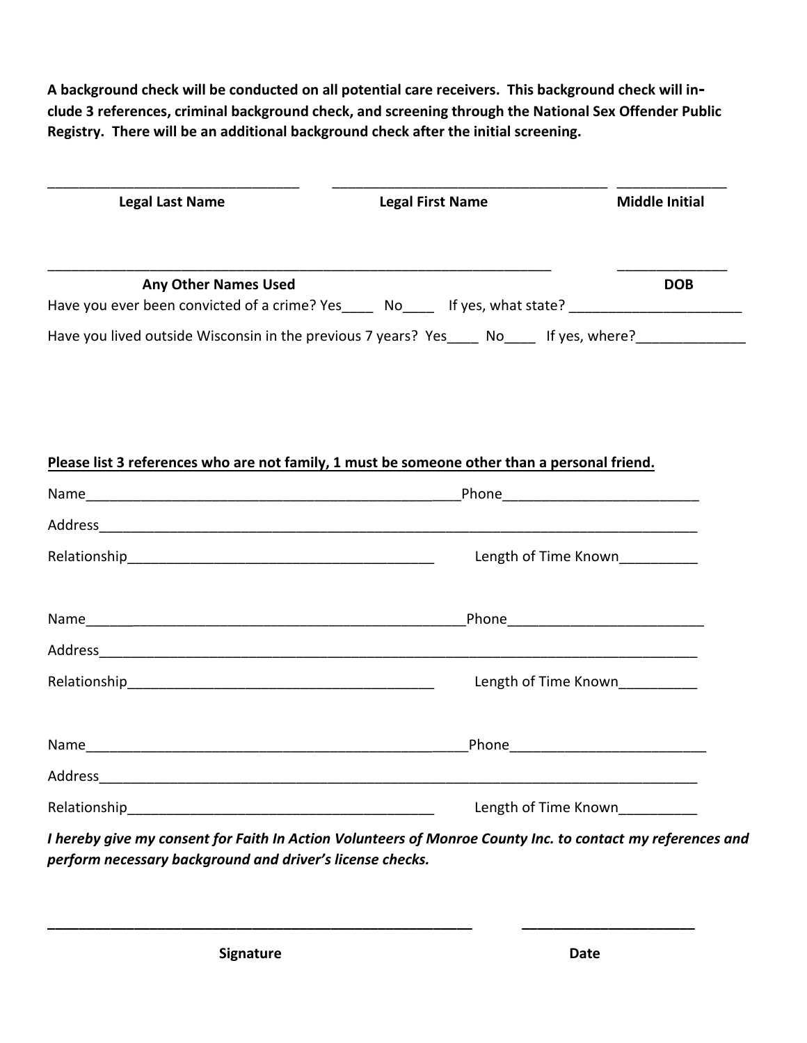**A background check will be conducted on all potential care receivers. This background check will include 3 references, criminal background check, and screening through the National Sex Offender Public Registry. There will be an additional background check after the initial screening.**

________________________________ ___________________________________ ______________

**Legal Last Name** **Legal First Name** **Middle Initial**

________________________________________________________________ ______________

**Any Other Names Used** **DOB**

Have you ever been convicted of a crime? Yes____ No____ If yes, what state? ______________________

Have you lived outside Wisconsin in the previous 7 years? Yes____ No____ If yes, where?______________

**Please list 3 references who are not family, 1 must be someone other than a personal friend.**

Name_________________________________________________Phone_________________________

Address__________________________________________________________________________

Relationship________________________________________ Length of Time Known__________

Name_________________________________________________Phone_________________________

Address__________________________________________________________________________

Relationship________________________________________ Length of Time Known__________

Name_________________________________________________Phone_________________________

Address__________________________________________________________________________

Relationship________________________________________ Length of Time Known__________

***I hereby give my consent for Faith In Action Volunteers of Monroe County Inc. to contact my references and perform necessary background and driver's license checks.***

________________________________________________________ ______________________

**Signature** **Date**